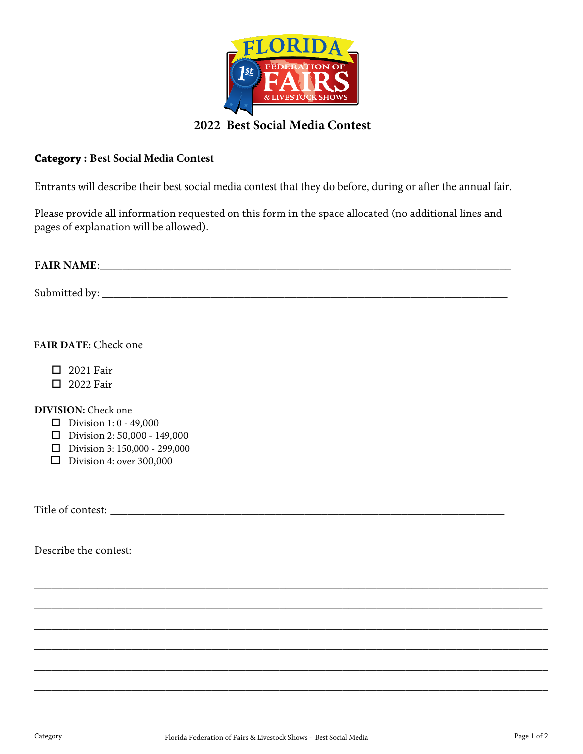# 2022 Best Social Media Contest

**Category : Best Social Media Contest**

Entrants will describe their best social media contest that they do before, during or after the annual fair.

Please provide all information requested on this form in the space allocated (no additional lines and pages of explanation will be allowed).

**FAIR NAME**:______________________________________________________________________

Submitted by: ______________________________________________________________________

**FAIR DATE:** Check one

- ☐ 2021 Fair
- ☐ 2022 Fair

**DIVISION:** Check one

- ☐ Division 1: 0 - 49,000
- ☐ Division 2: 50,000 - 149,000
- ☐ Division 3: 150,000 - 299,000
- ☐ Division 4: over 300,000

Title of contest: __________________________________________________________________

Describe the contest:

______________________________________________________________________________________

______________________________________________________________________________________

______________________________________________________________________________________

______________________________________________________________________________________

______________________________________________________________________________________

______________________________________________________________________________________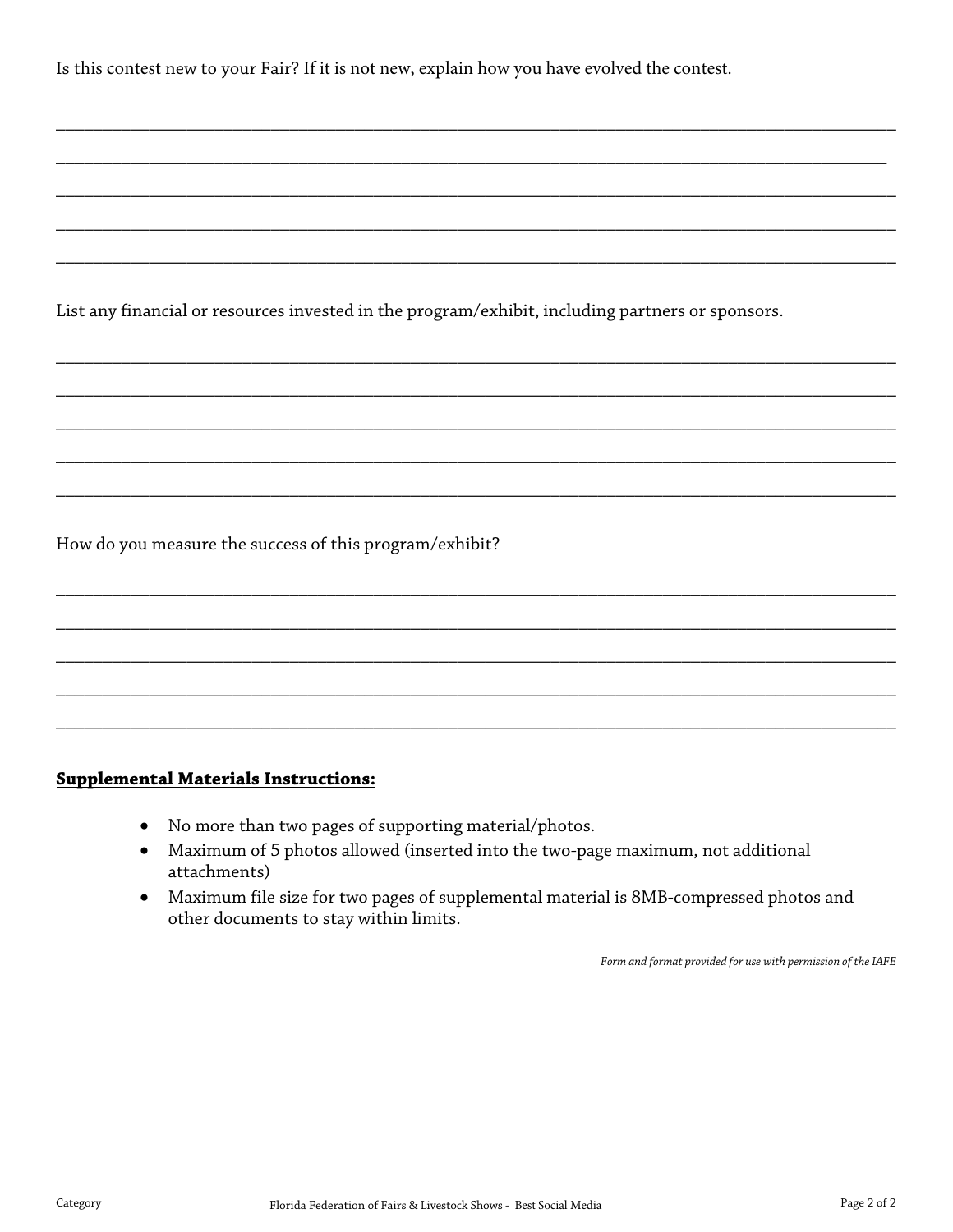Is this contest new to your Fair? If it is not new, explain how you have evolved the contest.

________________________________________________________________________________

________________________________________________________________________________

________________________________________________________________________________

________________________________________________________________________________

________________________________________________________________________________

List any financial or resources invested in the program/exhibit, including partners or sponsors.

________________________________________________________________________________

________________________________________________________________________________

________________________________________________________________________________

________________________________________________________________________________

________________________________________________________________________________

How do you measure the success of this program/exhibit?

________________________________________________________________________________

________________________________________________________________________________

________________________________________________________________________________

________________________________________________________________________________

________________________________________________________________________________

**Supplemental Materials Instructions:**

- No more than two pages of supporting material/photos.
- Maximum of 5 photos allowed (inserted into the two-page maximum, not additional attachments)
- Maximum file size for two pages of supplemental material is 8MB-compressed photos and other documents to stay within limits.

*Form and format provided for use with permission of the IAFE*